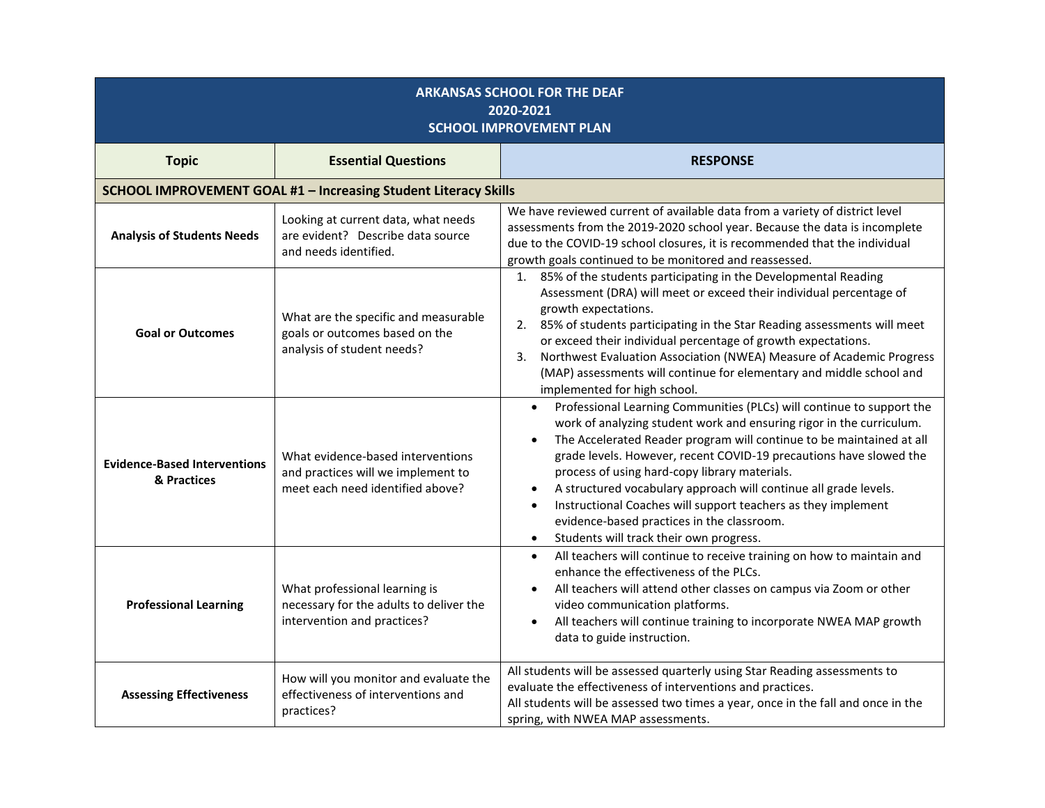| ARKANSAS SCHOOL FOR THE DEAF 2020-2021 SCHOOL IMPROVEMENT PLAN | | |
|---|---|---|
| **Topic** | **Essential Questions** | **RESPONSE** |
| **SCHOOL IMPROVEMENT GOAL #1 – Increasing Student Literacy Skills** | | |
| **Analysis of Students Needs** | Looking at current data, what needs are evident? Describe data source and needs identified. | We have reviewed current of available data from a variety of district level assessments from the 2019-2020 school year. Because the data is incomplete due to the COVID-19 school closures, it is recommended that the individual growth goals continued to be monitored and reassessed. |
| **Goal or Outcomes** | What are the specific and measurable goals or outcomes based on the analysis of student needs? | 1. 85% of the students participating in the Developmental Reading Assessment (DRA) will meet or exceed their individual percentage of growth expectations.<br>2. 85% of students participating in the Star Reading assessments will meet or exceed their individual percentage of growth expectations.<br>3. Northwest Evaluation Association (NWEA) Measure of Academic Progress (MAP) assessments will continue for elementary and middle school and implemented for high school. |
| **Evidence-Based Interventions & Practices** | What evidence-based interventions and practices will we implement to meet each need identified above? | • Professional Learning Communities (PLCs) will continue to support the work of analyzing student work and ensuring rigor in the curriculum.<br>• The Accelerated Reader program will continue to be maintained at all grade levels. However, recent COVID-19 precautions have slowed the process of using hard-copy library materials.<br>• A structured vocabulary approach will continue all grade levels.<br>• Instructional Coaches will support teachers as they implement evidence-based practices in the classroom.<br>• Students will track their own progress. |
| **Professional Learning** | What professional learning is necessary for the adults to deliver the intervention and practices? | • All teachers will continue to receive training on how to maintain and enhance the effectiveness of the PLCs.<br>• All teachers will attend other classes on campus via Zoom or other video communication platforms.<br>• All teachers will continue training to incorporate NWEA MAP growth data to guide instruction. |
| **Assessing Effectiveness** | How will you monitor and evaluate the effectiveness of interventions and practices? | All students will be assessed quarterly using Star Reading assessments to evaluate the effectiveness of interventions and practices.<br>All students will be assessed two times a year, once in the fall and once in the spring, with NWEA MAP assessments. |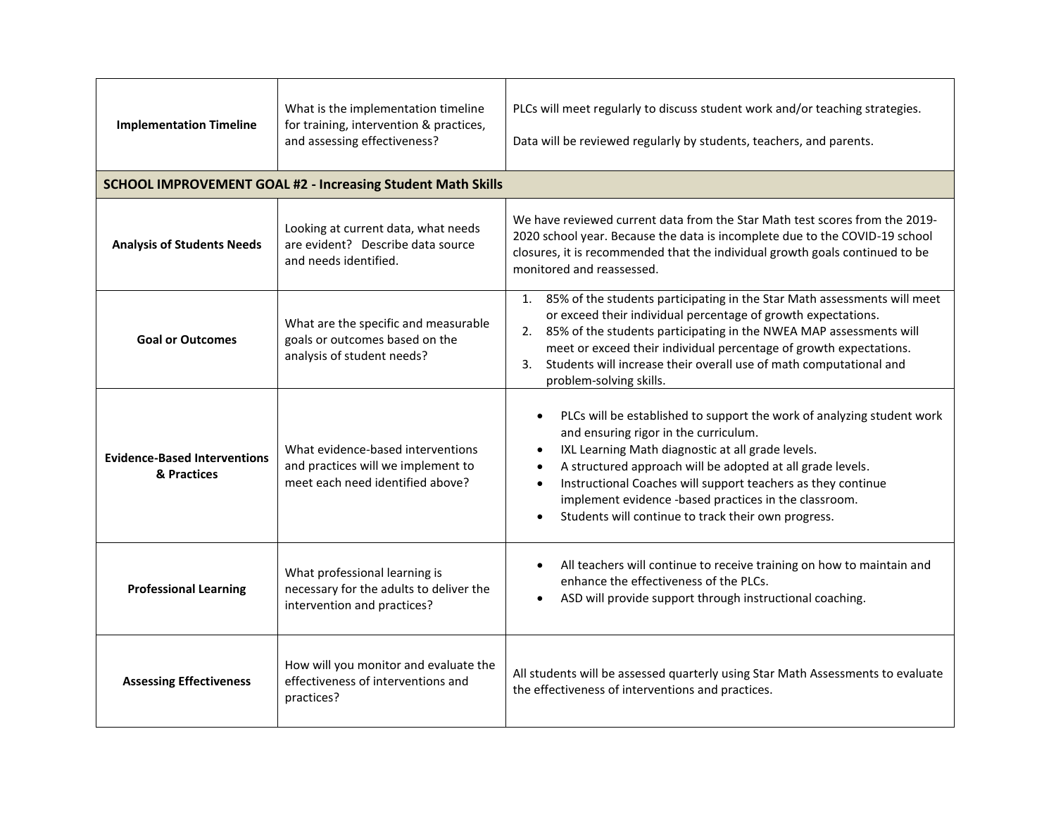| | | |
|---|---|---|
| **Implementation Timeline** | What is the implementation timeline for training, intervention & practices, and assessing effectiveness? | PLCs will meet regularly to discuss student work and/or teaching strategies.<br><br>Data will be reviewed regularly by students, teachers, and parents. |
| **SCHOOL IMPROVEMENT GOAL #2 - Increasing Student Math Skills** | | |
| **Analysis of Students Needs** | Looking at current data, what needs are evident? Describe data source and needs identified. | We have reviewed current data from the Star Math test scores from the 2019-2020 school year. Because the data is incomplete due to the COVID-19 school closures, it is recommended that the individual growth goals continued to be monitored and reassessed. |
| **Goal or Outcomes** | What are the specific and measurable goals or outcomes based on the analysis of student needs? | 1. 85% of the students participating in the Star Math assessments will meet or exceed their individual percentage of growth expectations.<br>2. 85% of the students participating in the NWEA MAP assessments will meet or exceed their individual percentage of growth expectations.<br>3. Students will increase their overall use of math computational and problem-solving skills. |
| **Evidence-Based Interventions & Practices** | What evidence-based interventions and practices will we implement to meet each need identified above? | • PLCs will be established to support the work of analyzing student work and ensuring rigor in the curriculum.<br>• IXL Learning Math diagnostic at all grade levels.<br>• A structured approach will be adopted at all grade levels.<br>• Instructional Coaches will support teachers as they continue implement evidence -based practices in the classroom.<br>• Students will continue to track their own progress. |
| **Professional Learning** | What professional learning is necessary for the adults to deliver the intervention and practices? | • All teachers will continue to receive training on how to maintain and enhance the effectiveness of the PLCs.<br>• ASD will provide support through instructional coaching. |
| **Assessing Effectiveness** | How will you monitor and evaluate the effectiveness of interventions and practices? | All students will be assessed quarterly using Star Math Assessments to evaluate the effectiveness of interventions and practices. |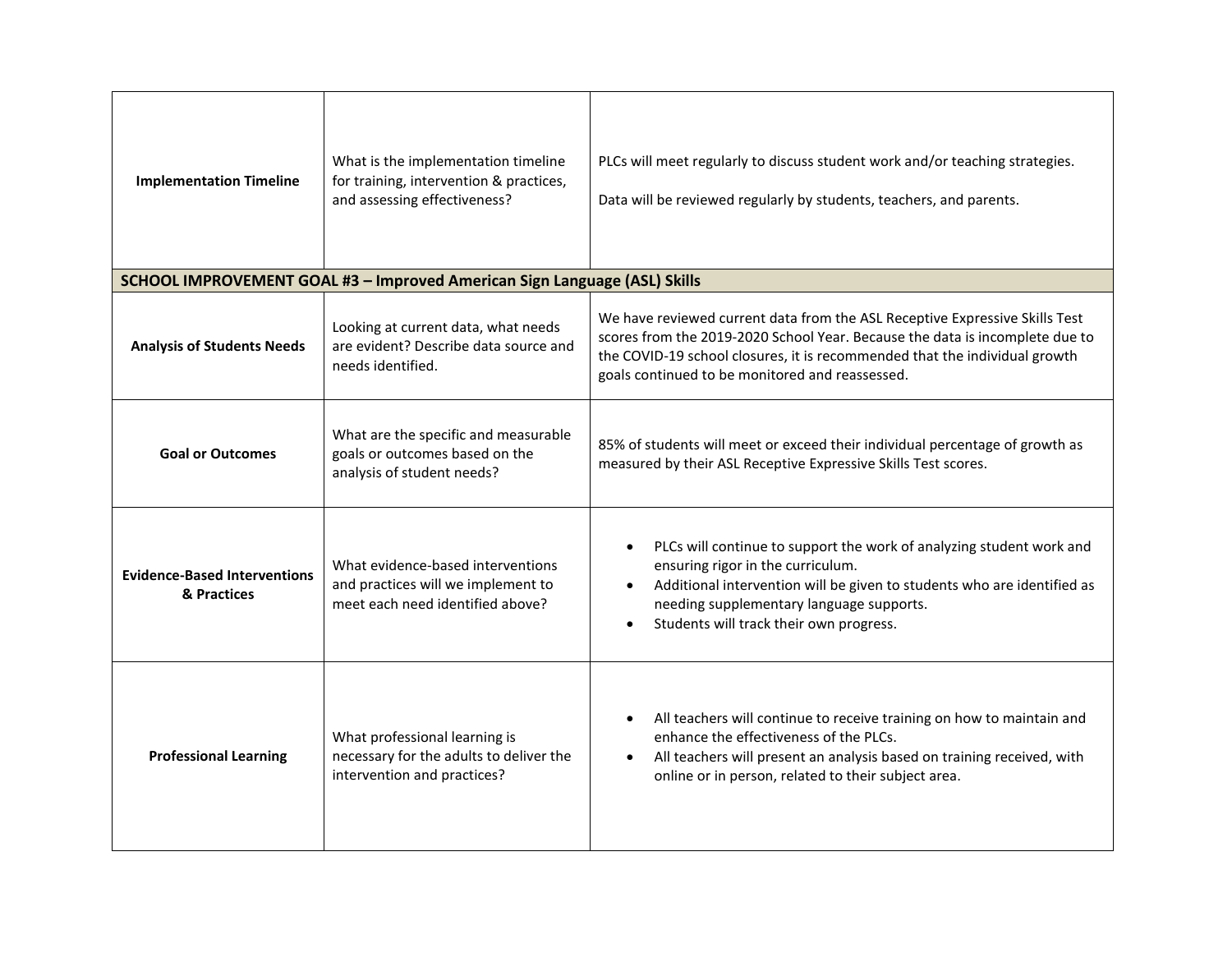| | | |
|---|---|---|
| **Implementation Timeline** | What is the implementation timeline for training, intervention & practices, and assessing effectiveness? | PLCs will meet regularly to discuss student work and/or teaching strategies.<br><br>Data will be reviewed regularly by students, teachers, and parents. |
| **SCHOOL IMPROVEMENT GOAL #3 – Improved American Sign Language (ASL) Skills** | | |
| **Analysis of Students Needs** | Looking at current data, what needs are evident? Describe data source and needs identified. | We have reviewed current data from the ASL Receptive Expressive Skills Test scores from the 2019-2020 School Year. Because the data is incomplete due to the COVID-19 school closures, it is recommended that the individual growth goals continued to be monitored and reassessed. |
| **Goal or Outcomes** | What are the specific and measurable goals or outcomes based on the analysis of student needs? | 85% of students will meet or exceed their individual percentage of growth as measured by their ASL Receptive Expressive Skills Test scores. |
| **Evidence-Based Interventions & Practices** | What evidence-based interventions and practices will we implement to meet each need identified above? | • PLCs will continue to support the work of analyzing student work and ensuring rigor in the curriculum.<br>• Additional intervention will be given to students who are identified as needing supplementary language supports.<br>• Students will track their own progress. |
| **Professional Learning** | What professional learning is necessary for the adults to deliver the intervention and practices? | • All teachers will continue to receive training on how to maintain and enhance the effectiveness of the PLCs.<br>• All teachers will present an analysis based on training received, with online or in person, related to their subject area. |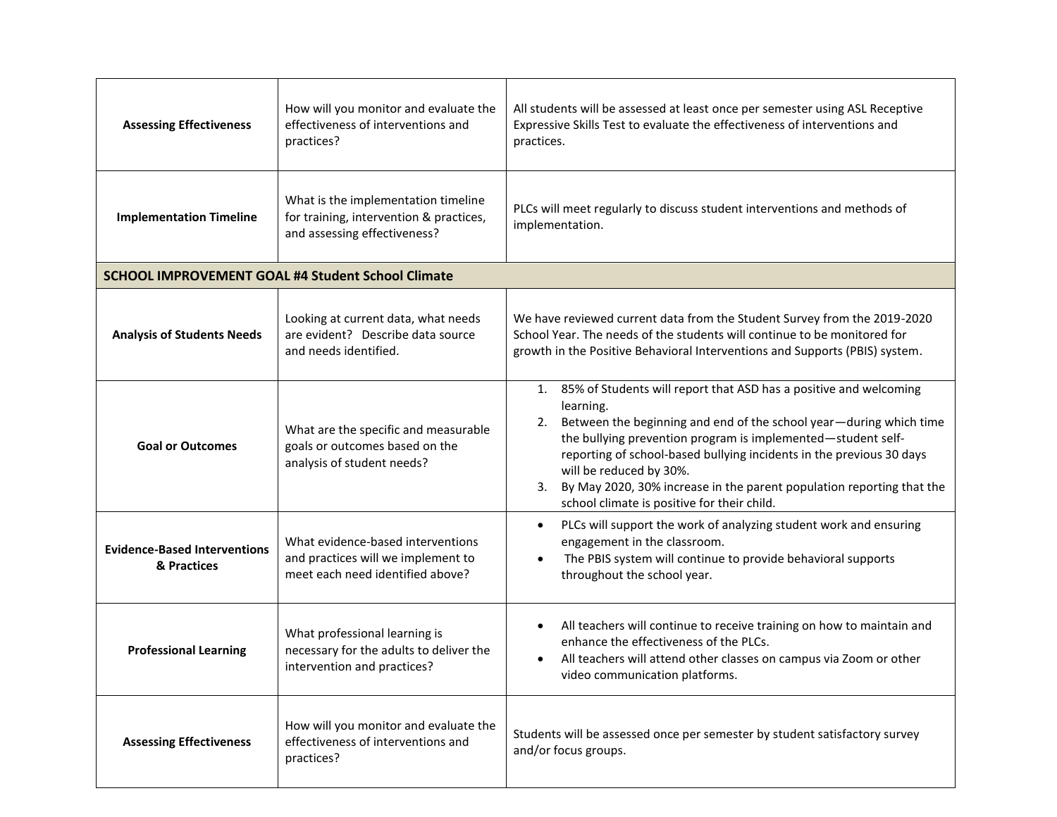| | | |
|---|---|---|
| **Assessing Effectiveness** | How will you monitor and evaluate the effectiveness of interventions and practices? | All students will be assessed at least once per semester using ASL Receptive Expressive Skills Test to evaluate the effectiveness of interventions and practices. |
| **Implementation Timeline** | What is the implementation timeline for training, intervention & practices, and assessing effectiveness? | PLCs will meet regularly to discuss student interventions and methods of implementation. |
| **SCHOOL IMPROVEMENT GOAL #4 Student School Climate** | | |
| **Analysis of Students Needs** | Looking at current data, what needs are evident? Describe data source and needs identified. | We have reviewed current data from the Student Survey from the 2019-2020 School Year. The needs of the students will continue to be monitored for growth in the Positive Behavioral Interventions and Supports (PBIS) system. |
| **Goal or Outcomes** | What are the specific and measurable goals or outcomes based on the analysis of student needs? | 1. 85% of Students will report that ASD has a positive and welcoming learning.<br>2. Between the beginning and end of the school year—during which time the bullying prevention program is implemented—student self-reporting of school-based bullying incidents in the previous 30 days will be reduced by 30%.<br>3. By May 2020, 30% increase in the parent population reporting that the school climate is positive for their child. |
| **Evidence-Based Interventions & Practices** | What evidence-based interventions and practices will we implement to meet each need identified above? | • PLCs will support the work of analyzing student work and ensuring engagement in the classroom.<br>• The PBIS system will continue to provide behavioral supports throughout the school year. |
| **Professional Learning** | What professional learning is necessary for the adults to deliver the intervention and practices? | • All teachers will continue to receive training on how to maintain and enhance the effectiveness of the PLCs.<br>• All teachers will attend other classes on campus via Zoom or other video communication platforms. |
| **Assessing Effectiveness** | How will you monitor and evaluate the effectiveness of interventions and practices? | Students will be assessed once per semester by student satisfactory survey and/or focus groups. |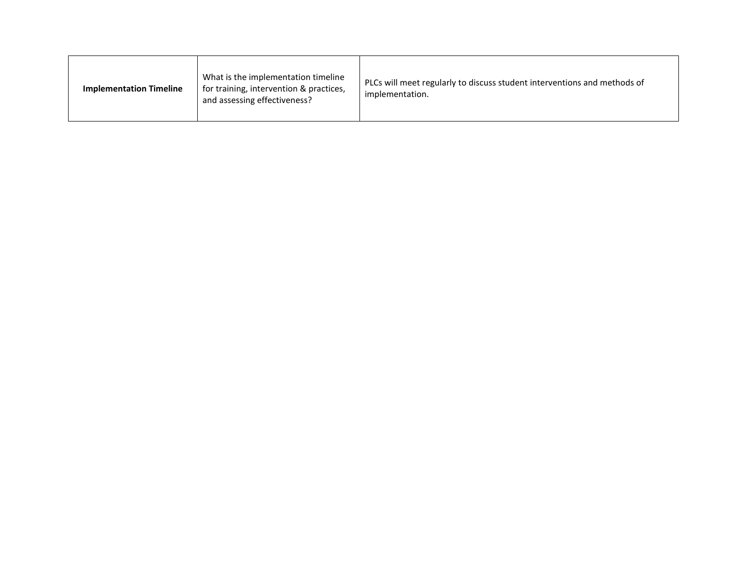| | | |
|---|---|---|
| **Implementation Timeline** | What is the implementation timeline for training, intervention & practices, and assessing effectiveness? | PLCs will meet regularly to discuss student interventions and methods of implementation. |